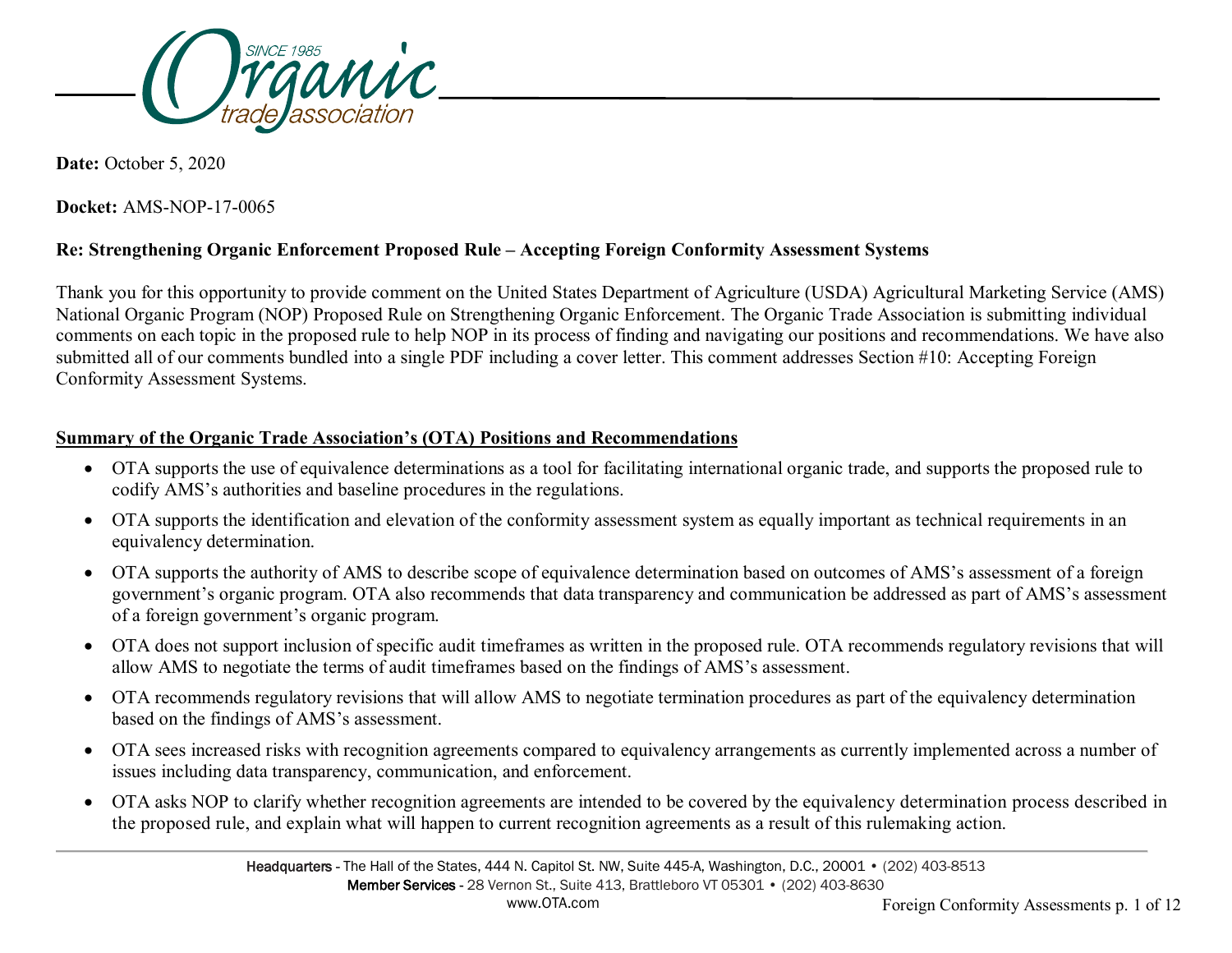**Date:** October 5, 2020

**Docket:** AMS-NOP-17-0065

**Re: Strengthening Organic Enforcement Proposed Rule – Accepting Foreign Conformity Assessment Systems**

Thank you for this opportunity to provide comment on the United States Department of Agriculture (USDA) Agricultural Marketing Service (AMS) National Organic Program (NOP) Proposed Rule on Strengthening Organic Enforcement. The Organic Trade Association is submitting individual comments on each topic in the proposed rule to help NOP in its process of finding and navigating our positions and recommendations. We have also submitted all of our comments bundled into a single PDF including a cover letter. This comment addresses Section #10: Accepting Foreign Conformity Assessment Systems.

**Summary of the Organic Trade Association's (OTA) Positions and Recommendations**

- OTA supports the use of equivalence determinations as a tool for facilitating international organic trade, and supports the proposed rule to codify AMS's authorities and baseline procedures in the regulations.
- OTA supports the identification and elevation of the conformity assessment system as equally important as technical requirements in an equivalency determination.
- OTA supports the authority of AMS to describe scope of equivalence determination based on outcomes of AMS's assessment of a foreign government's organic program. OTA also recommends that data transparency and communication be addressed as part of AMS's assessment of a foreign government's organic program.
- OTA does not support inclusion of specific audit timeframes as written in the proposed rule. OTA recommends regulatory revisions that will allow AMS to negotiate the terms of audit timeframes based on the findings of AMS's assessment.
- OTA recommends regulatory revisions that will allow AMS to negotiate termination procedures as part of the equivalency determination based on the findings of AMS's assessment.
- OTA sees increased risks with recognition agreements compared to equivalency arrangements as currently implemented across a number of issues including data transparency, communication, and enforcement.
- OTA asks NOP to clarify whether recognition agreements are intended to be covered by the equivalency determination process described in the proposed rule, and explain what will happen to current recognition agreements as a result of this rulemaking action.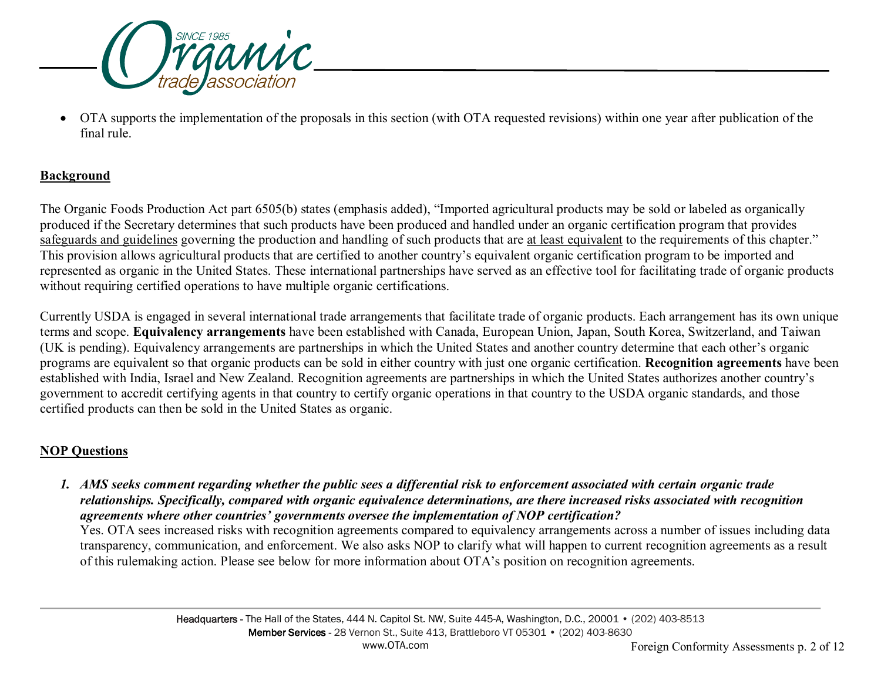- OTA supports the implementation of the proposals in this section (with OTA requested revisions) within one year after publication of the final rule.

**Background**

The Organic Foods Production Act part 6505(b) states (emphasis added), "Imported agricultural products may be sold or labeled as organically produced if the Secretary determines that such products have been produced and handled under an organic certification program that provides safeguards and guidelines governing the production and handling of such products that are at least equivalent to the requirements of this chapter." This provision allows agricultural products that are certified to another country's equivalent organic certification program to be imported and represented as organic in the United States. These international partnerships have served as an effective tool for facilitating trade of organic products without requiring certified operations to have multiple organic certifications.

Currently USDA is engaged in several international trade arrangements that facilitate trade of organic products. Each arrangement has its own unique terms and scope. **Equivalency arrangements** have been established with Canada, European Union, Japan, South Korea, Switzerland, and Taiwan (UK is pending). Equivalency arrangements are partnerships in which the United States and another country determine that each other's organic programs are equivalent so that organic products can be sold in either country with just one organic certification. **Recognition agreements** have been established with India, Israel and New Zealand. Recognition agreements are partnerships in which the United States authorizes another country's government to accredit certifying agents in that country to certify organic operations in that country to the USDA organic standards, and those certified products can then be sold in the United States as organic.

**NOP Questions**

1. ***AMS seeks comment regarding whether the public sees a differential risk to enforcement associated with certain organic trade relationships. Specifically, compared with organic equivalence determinations, are there increased risks associated with recognition agreements where other countries' governments oversee the implementation of NOP certification?***
   Yes. OTA sees increased risks with recognition agreements compared to equivalency arrangements across a number of issues including data transparency, communication, and enforcement. We also asks NOP to clarify what will happen to current recognition agreements as a result of this rulemaking action. Please see below for more information about OTA's position on recognition agreements.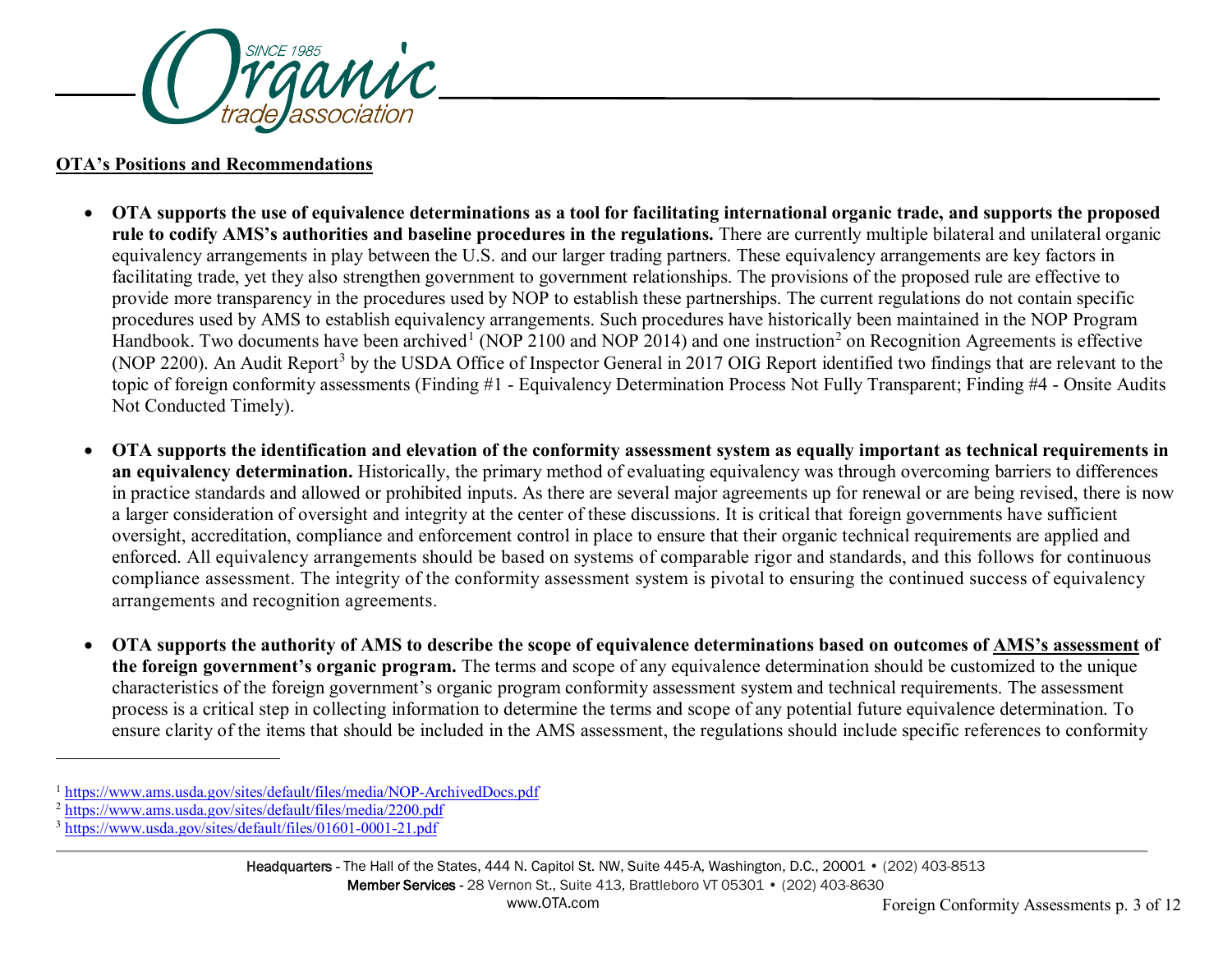**OTA's Positions and Recommendations**

- **OTA supports the use of equivalence determinations as a tool for facilitating international organic trade, and supports the proposed rule to codify AMS's authorities and baseline procedures in the regulations.** There are currently multiple bilateral and unilateral organic equivalency arrangements in play between the U.S. and our larger trading partners. These equivalency arrangements are key factors in facilitating trade, yet they also strengthen government to government relationships. The provisions of the proposed rule are effective to provide more transparency in the procedures used by NOP to establish these partnerships. The current regulations do not contain specific procedures used by AMS to establish equivalency arrangements. Such procedures have historically been maintained in the NOP Program Handbook. Two documents have been archived[1] (NOP 2100 and NOP 2014) and one instruction[2] on Recognition Agreements is effective (NOP 2200). An Audit Report[3] by the USDA Office of Inspector General in 2017 OIG Report identified two findings that are relevant to the topic of foreign conformity assessments (Finding #1 - Equivalency Determination Process Not Fully Transparent; Finding #4 - Onsite Audits Not Conducted Timely).

- **OTA supports the identification and elevation of the conformity assessment system as equally important as technical requirements in an equivalency determination.** Historically, the primary method of evaluating equivalency was through overcoming barriers to differences in practice standards and allowed or prohibited inputs. As there are several major agreements up for renewal or are being revised, there is now a larger consideration of oversight and integrity at the center of these discussions. It is critical that foreign governments have sufficient oversight, accreditation, compliance and enforcement control in place to ensure that their organic technical requirements are applied and enforced. All equivalency arrangements should be based on systems of comparable rigor and standards, and this follows for continuous compliance assessment. The integrity of the conformity assessment system is pivotal to ensuring the continued success of equivalency arrangements and recognition agreements.

- **OTA supports the authority of AMS to describe the scope of equivalence determinations based on outcomes of <u>AMS's assessment</u> of the foreign government's organic program.** The terms and scope of any equivalence determination should be customized to the unique characteristics of the foreign government's organic program conformity assessment system and technical requirements. The assessment process is a critical step in collecting information to determine the terms and scope of any potential future equivalence determination. To ensure clarity of the items that should be included in the AMS assessment, the regulations should include specific references to conformity

---

[1] https://www.ams.usda.gov/sites/default/files/media/NOP-ArchivedDocs.pdf

[2] https://www.ams.usda.gov/sites/default/files/media/2200.pdf

[3] https://www.usda.gov/sites/default/files/01601-0001-21.pdf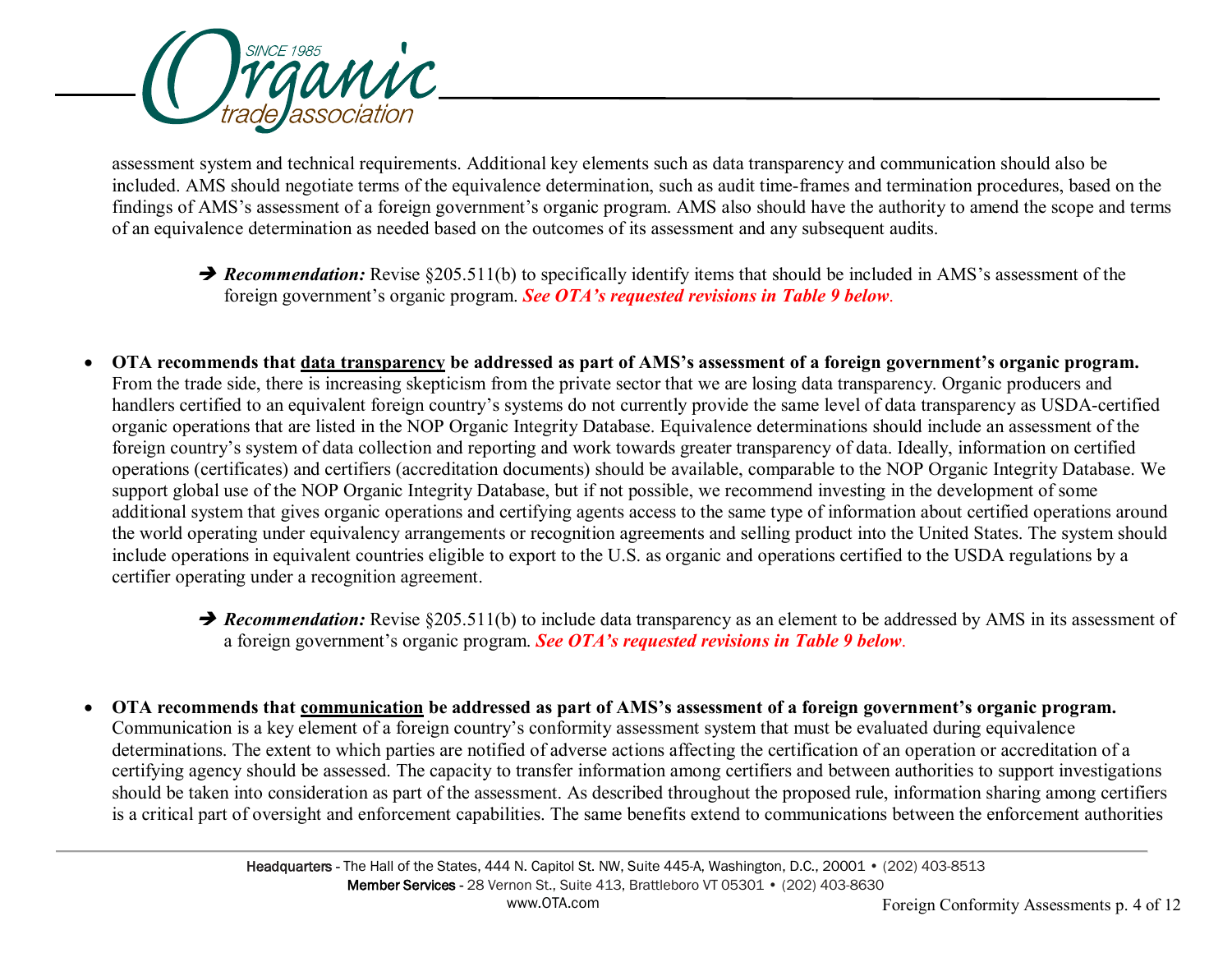assessment system and technical requirements. Additional key elements such as data transparency and communication should also be included. AMS should negotiate terms of the equivalence determination, such as audit time-frames and termination procedures, based on the findings of AMS's assessment of a foreign government's organic program. AMS also should have the authority to amend the scope and terms of an equivalence determination as needed based on the outcomes of its assessment and any subsequent audits.

> ➔ ***Recommendation:*** Revise §205.511(b) to specifically identify items that should be included in AMS's assessment of the foreign government's organic program. ***See OTA's requested revisions in Table 9 below***.

- **OTA recommends that <u>data transparency</u> be addressed as part of AMS's assessment of a foreign government's organic program.** From the trade side, there is increasing skepticism from the private sector that we are losing data transparency. Organic producers and handlers certified to an equivalent foreign country's systems do not currently provide the same level of data transparency as USDA-certified organic operations that are listed in the NOP Organic Integrity Database. Equivalence determinations should include an assessment of the foreign country's system of data collection and reporting and work towards greater transparency of data. Ideally, information on certified operations (certificates) and certifiers (accreditation documents) should be available, comparable to the NOP Organic Integrity Database. We support global use of the NOP Organic Integrity Database, but if not possible, we recommend investing in the development of some additional system that gives organic operations and certifying agents access to the same type of information about certified operations around the world operating under equivalency arrangements or recognition agreements and selling product into the United States. The system should include operations in equivalent countries eligible to export to the U.S. as organic and operations certified to the USDA regulations by a certifier operating under a recognition agreement.

> ➔ ***Recommendation:*** Revise §205.511(b) to include data transparency as an element to be addressed by AMS in its assessment of a foreign government's organic program. ***See OTA's requested revisions in Table 9 below***.

- **OTA recommends that <u>communication</u> be addressed as part of AMS's assessment of a foreign government's organic program.** Communication is a key element of a foreign country's conformity assessment system that must be evaluated during equivalence determinations. The extent to which parties are notified of adverse actions affecting the certification of an operation or accreditation of a certifying agency should be assessed. The capacity to transfer information among certifiers and between authorities to support investigations should be taken into consideration as part of the assessment. As described throughout the proposed rule, information sharing among certifiers is a critical part of oversight and enforcement capabilities. The same benefits extend to communications between the enforcement authorities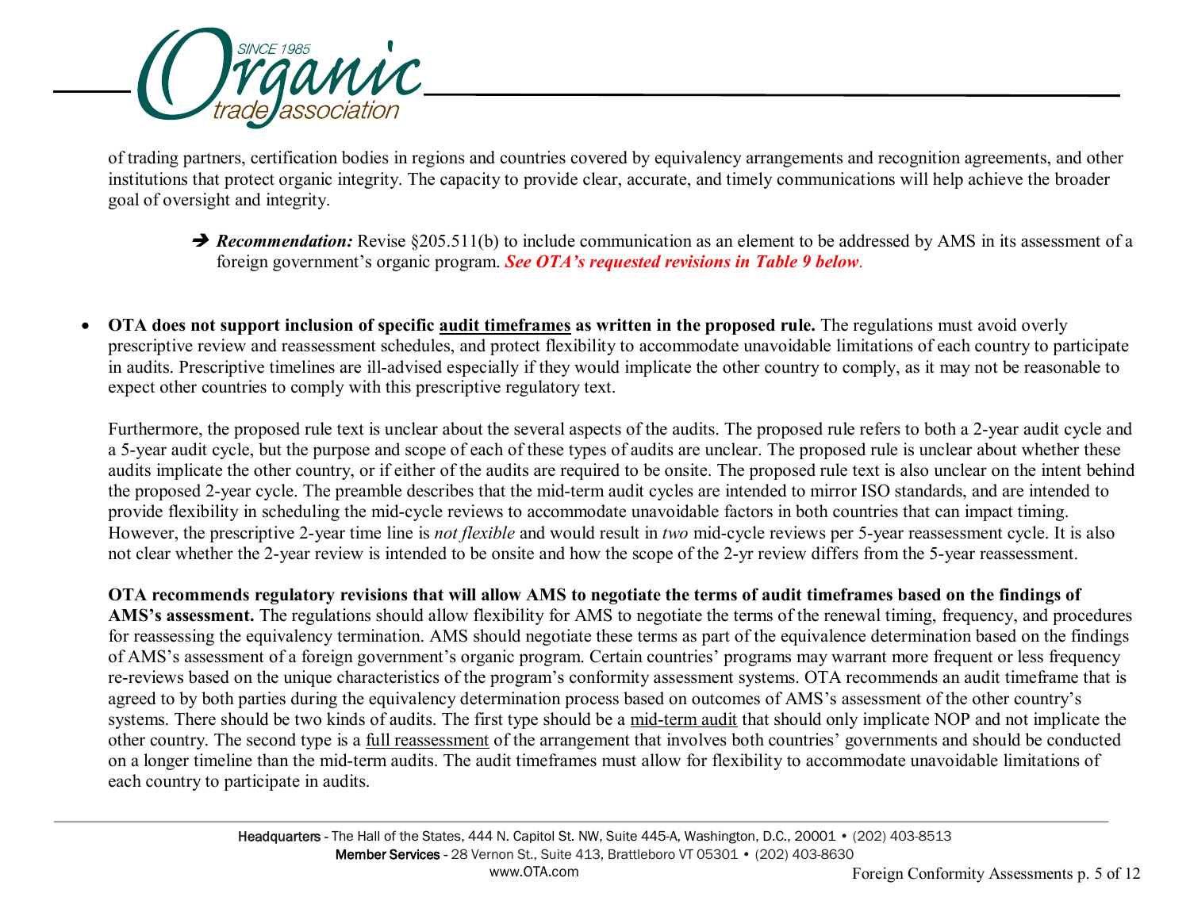of trading partners, certification bodies in regions and countries covered by equivalency arrangements and recognition agreements, and other institutions that protect organic integrity. The capacity to provide clear, accurate, and timely communications will help achieve the broader goal of oversight and integrity.

> ➔ ***Recommendation:*** Revise §205.511(b) to include communication as an element to be addressed by AMS in its assessment of a foreign government's organic program. ***See OTA's requested revisions in Table 9 below***.

- **OTA does not support inclusion of specific <u>audit timeframes</u> as written in the proposed rule.** The regulations must avoid overly prescriptive review and reassessment schedules, and protect flexibility to accommodate unavoidable limitations of each country to participate in audits. Prescriptive timelines are ill-advised especially if they would implicate the other country to comply, as it may not be reasonable to expect other countries to comply with this prescriptive regulatory text.

  Furthermore, the proposed rule text is unclear about the several aspects of the audits. The proposed rule refers to both a 2-year audit cycle and a 5-year audit cycle, but the purpose and scope of each of these types of audits are unclear. The proposed rule is unclear about whether these audits implicate the other country, or if either of the audits are required to be onsite. The proposed rule text is also unclear on the intent behind the proposed 2-year cycle. The preamble describes that the mid-term audit cycles are intended to mirror ISO standards, and are intended to provide flexibility in scheduling the mid-cycle reviews to accommodate unavoidable factors in both countries that can impact timing. However, the prescriptive 2-year time line is *not flexible* and would result in *two* mid-cycle reviews per 5-year reassessment cycle. It is also not clear whether the 2-year review is intended to be onsite and how the scope of the 2-yr review differs from the 5-year reassessment.

  **OTA recommends regulatory revisions that will allow AMS to negotiate the terms of audit timeframes based on the findings of AMS's assessment.** The regulations should allow flexibility for AMS to negotiate the terms of the renewal timing, frequency, and procedures for reassessing the equivalency termination. AMS should negotiate these terms as part of the equivalence determination based on the findings of AMS's assessment of a foreign government's organic program. Certain countries' programs may warrant more frequent or less frequency re-reviews based on the unique characteristics of the program's conformity assessment systems. OTA recommends an audit timeframe that is agreed to by both parties during the equivalency determination process based on outcomes of AMS's assessment of the other country's systems. There should be two kinds of audits. The first type should be a <u>mid-term audit</u> that should only implicate NOP and not implicate the other country. The second type is a <u>full reassessment</u> of the arrangement that involves both countries' governments and should be conducted on a longer timeline than the mid-term audits. The audit timeframes must allow for flexibility to accommodate unavoidable limitations of each country to participate in audits.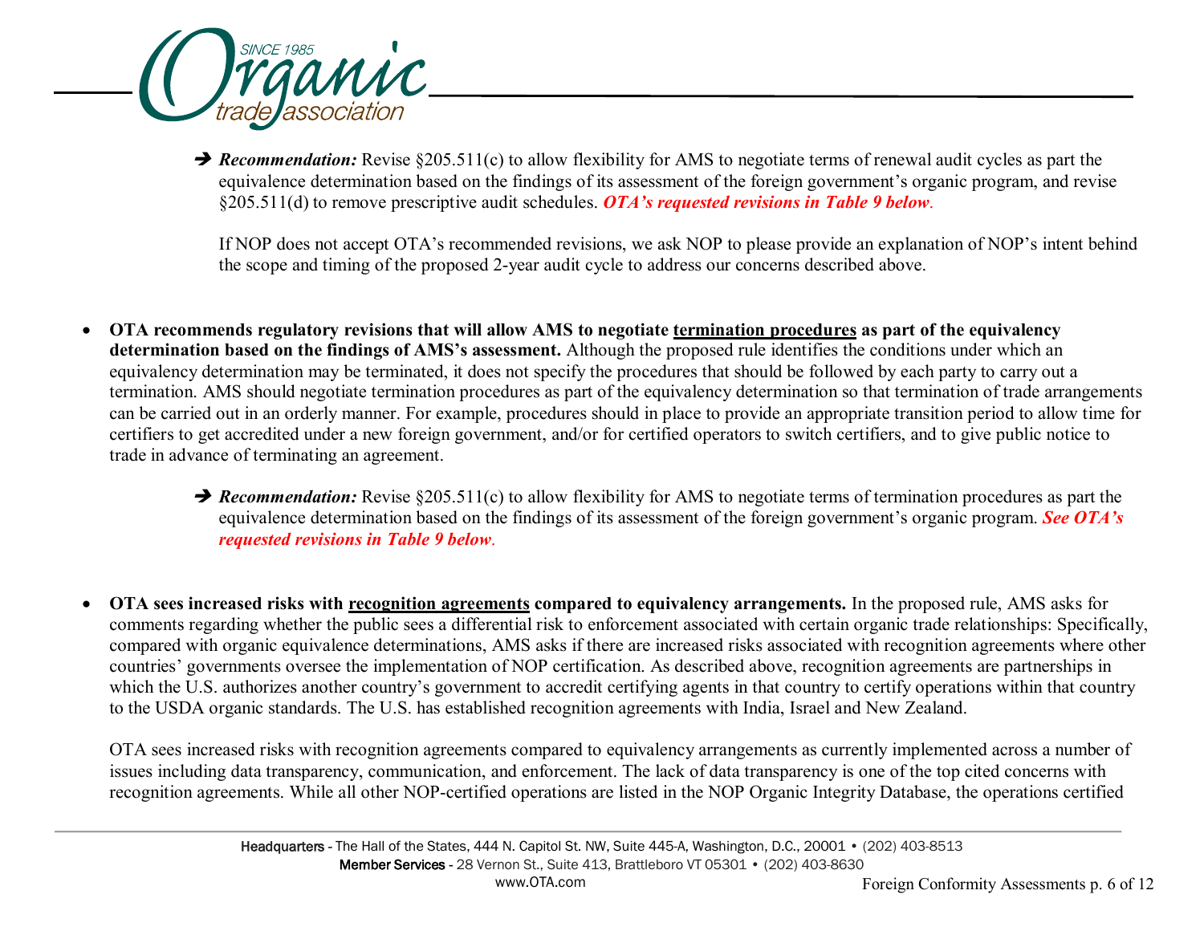➔ ***Recommendation:*** Revise §205.511(c) to allow flexibility for AMS to negotiate terms of renewal audit cycles as part the equivalence determination based on the findings of its assessment of the foreign government's organic program, and revise §205.511(d) to remove prescriptive audit schedules. ***OTA's requested revisions in Table 9 below***.

If NOP does not accept OTA's recommended revisions, we ask NOP to please provide an explanation of NOP's intent behind the scope and timing of the proposed 2-year audit cycle to address our concerns described above.

- **OTA recommends regulatory revisions that will allow AMS to negotiate <u>termination procedures</u> as part of the equivalency determination based on the findings of AMS's assessment.** Although the proposed rule identifies the conditions under which an equivalency determination may be terminated, it does not specify the procedures that should be followed by each party to carry out a termination. AMS should negotiate termination procedures as part of the equivalency determination so that termination of trade arrangements can be carried out in an orderly manner. For example, procedures should in place to provide an appropriate transition period to allow time for certifiers to get accredited under a new foreign government, and/or for certified operators to switch certifiers, and to give public notice to trade in advance of terminating an agreement.

  ➔ ***Recommendation:*** Revise §205.511(c) to allow flexibility for AMS to negotiate terms of termination procedures as part the equivalence determination based on the findings of its assessment of the foreign government's organic program. ***See OTA's requested revisions in Table 9 below***.

- **OTA sees increased risks with <u>recognition agreements</u> compared to equivalency arrangements.** In the proposed rule, AMS asks for comments regarding whether the public sees a differential risk to enforcement associated with certain organic trade relationships: Specifically, compared with organic equivalence determinations, AMS asks if there are increased risks associated with recognition agreements where other countries' governments oversee the implementation of NOP certification. As described above, recognition agreements are partnerships in which the U.S. authorizes another country's government to accredit certifying agents in that country to certify operations within that country to the USDA organic standards. The U.S. has established recognition agreements with India, Israel and New Zealand.

  OTA sees increased risks with recognition agreements compared to equivalency arrangements as currently implemented across a number of issues including data transparency, communication, and enforcement. The lack of data transparency is one of the top cited concerns with recognition agreements. While all other NOP-certified operations are listed in the NOP Organic Integrity Database, the operations certified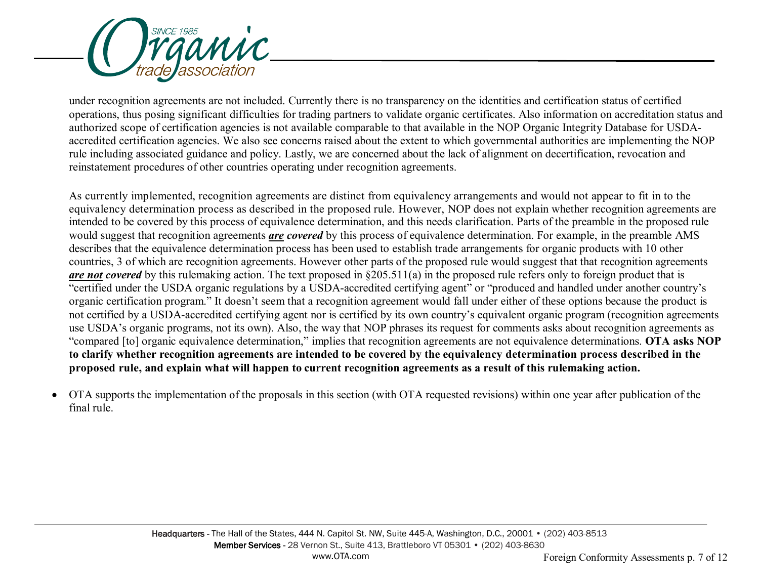under recognition agreements are not included. Currently there is no transparency on the identities and certification status of certified operations, thus posing significant difficulties for trading partners to validate organic certificates. Also information on accreditation status and authorized scope of certification agencies is not available comparable to that available in the NOP Organic Integrity Database for USDA-accredited certification agencies. We also see concerns raised about the extent to which governmental authorities are implementing the NOP rule including associated guidance and policy. Lastly, we are concerned about the lack of alignment on decertification, revocation and reinstatement procedures of other countries operating under recognition agreements.

As currently implemented, recognition agreements are distinct from equivalency arrangements and would not appear to fit in to the equivalency determination process as described in the proposed rule. However, NOP does not explain whether recognition agreements are intended to be covered by this process of equivalence determination, and this needs clarification. Parts of the preamble in the proposed rule would suggest that recognition agreements ***are covered*** by this process of equivalence determination. For example, in the preamble AMS describes that the equivalence determination process has been used to establish trade arrangements for organic products with 10 other countries, 3 of which are recognition agreements. However other parts of the proposed rule would suggest that that recognition agreements ***are not covered*** by this rulemaking action. The text proposed in §205.511(a) in the proposed rule refers only to foreign product that is "certified under the USDA organic regulations by a USDA-accredited certifying agent" or "produced and handled under another country's organic certification program." It doesn't seem that a recognition agreement would fall under either of these options because the product is not certified by a USDA-accredited certifying agent nor is certified by its own country's equivalent organic program (recognition agreements use USDA's organic programs, not its own). Also, the way that NOP phrases its request for comments asks about recognition agreements as "compared [to] organic equivalence determination," implies that recognition agreements are not equivalence determinations. **OTA asks NOP to clarify whether recognition agreements are intended to be covered by the equivalency determination process described in the proposed rule, and explain what will happen to current recognition agreements as a result of this rulemaking action.**

- OTA supports the implementation of the proposals in this section (with OTA requested revisions) within one year after publication of the final rule.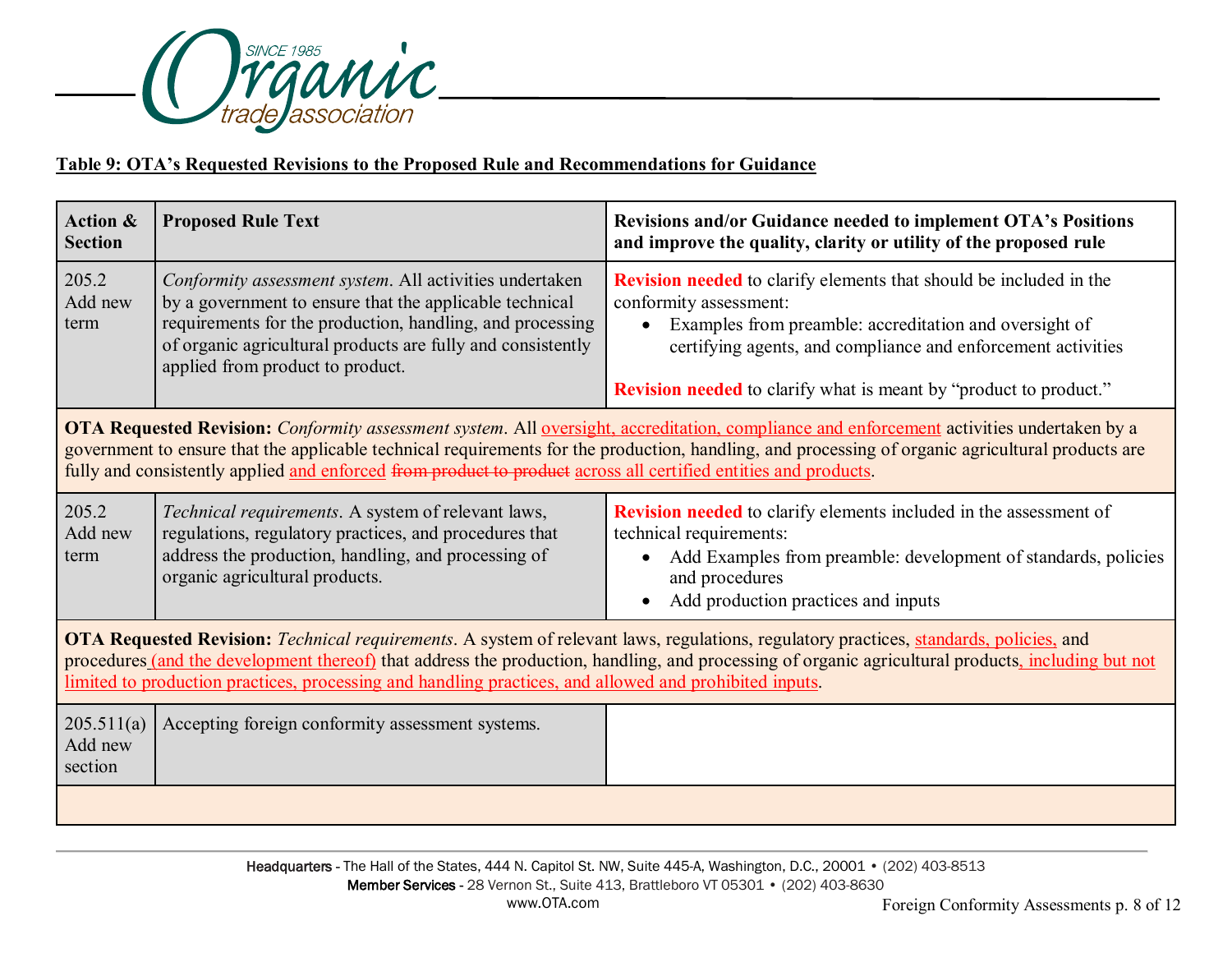**Table 9: OTA's Requested Revisions to the Proposed Rule and Recommendations for Guidance**

| Action & Section | Proposed Rule Text | Revisions and/or Guidance needed to implement OTA's Positions and improve the quality, clarity or utility of the proposed rule |
|---|---|---|
| 205.2 Add new term | *Conformity assessment system*. All activities undertaken by a government to ensure that the applicable technical requirements for the production, handling, and processing of organic agricultural products are fully and consistently applied from product to product. | **Revision needed** to clarify elements that should be included in the conformity assessment: <br>• Examples from preamble: accreditation and oversight of certifying agents, and compliance and enforcement activities <br><br>**Revision needed** to clarify what is meant by "product to product." |
| **OTA Requested Revision:** *Conformity assessment system*. All <ins>oversight, accreditation, compliance and enforcement</ins> activities undertaken by a government to ensure that the applicable technical requirements for the production, handling, and processing of organic agricultural products are fully and consistently applied <ins>and enforced</ins> ~~from product to product~~ <ins>across all certified entities and products</ins>. | | |
| 205.2 Add new term | *Technical requirements*. A system of relevant laws, regulations, regulatory practices, and procedures that address the production, handling, and processing of organic agricultural products. | **Revision needed** to clarify elements included in the assessment of technical requirements: <br>• Add Examples from preamble: development of standards, policies and procedures <br>• Add production practices and inputs |
| **OTA Requested Revision:** *Technical requirements*. A system of relevant laws, regulations, regulatory practices, <ins>standards, policies,</ins> and procedures <ins>(and the development thereof)</ins> that address the production, handling, and processing of organic agricultural products<ins>, including but not limited to production practices, processing and handling practices, and allowed and prohibited inputs</ins>. | | |
| 205.511(a) Add new section | Accepting foreign conformity assessment systems. | |
| | | |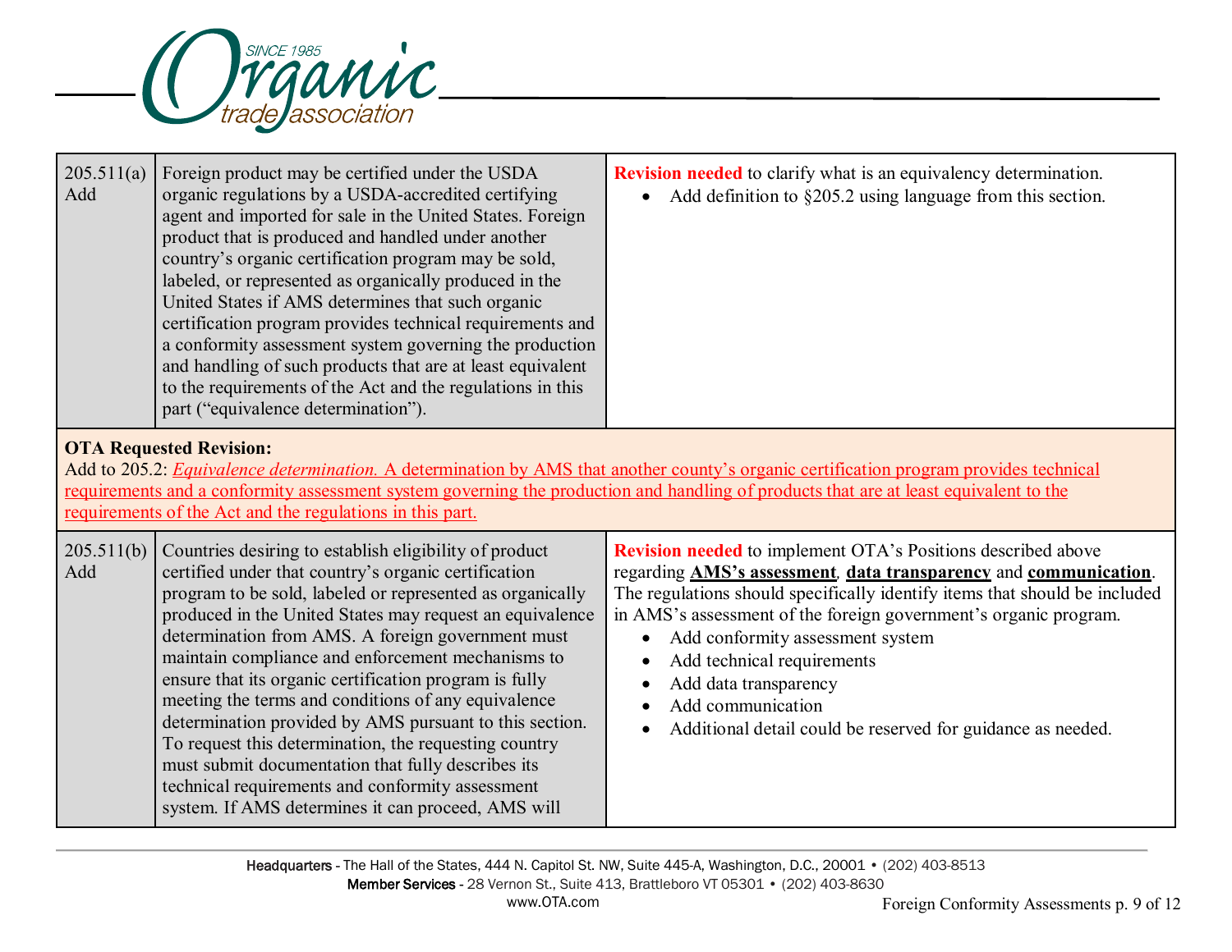| | | |
|---|---|---|
| 205.511(a) Add | Foreign product may be certified under the USDA organic regulations by a USDA-accredited certifying agent and imported for sale in the United States. Foreign product that is produced and handled under another country's organic certification program may be sold, labeled, or represented as organically produced in the United States if AMS determines that such organic certification program provides technical requirements and a conformity assessment system governing the production and handling of such products that are at least equivalent to the requirements of the Act and the regulations in this part ("equivalence determination"). | **Revision needed** to clarify what is an equivalency determination.<br>• Add definition to §205.2 using language from this section. |
| **OTA Requested Revision:**<br>Add to 205.2: <u>*Equivalence determination.* A determination by AMS that another county's organic certification program provides technical requirements and a conformity assessment system governing the production and handling of products that are at least equivalent to the requirements of the Act and the regulations in this part.</u> | | |
| 205.511(b) Add | Countries desiring to establish eligibility of product certified under that country's organic certification program to be sold, labeled or represented as organically produced in the United States may request an equivalence determination from AMS. A foreign government must maintain compliance and enforcement mechanisms to ensure that its organic certification program is fully meeting the terms and conditions of any equivalence determination provided by AMS pursuant to this section. To request this determination, the requesting country must submit documentation that fully describes its technical requirements and conformity assessment system. If AMS determines it can proceed, AMS will | **Revision needed** to implement OTA's Positions described above regarding **<u>AMS's assessment</u>**, **<u>data transparency</u>** and **<u>communication</u>**. The regulations should specifically identify items that should be included in AMS's assessment of the foreign government's organic program.<br>• Add conformity assessment system<br>• Add technical requirements<br>• Add data transparency<br>• Add communication<br>• Additional detail could be reserved for guidance as needed. |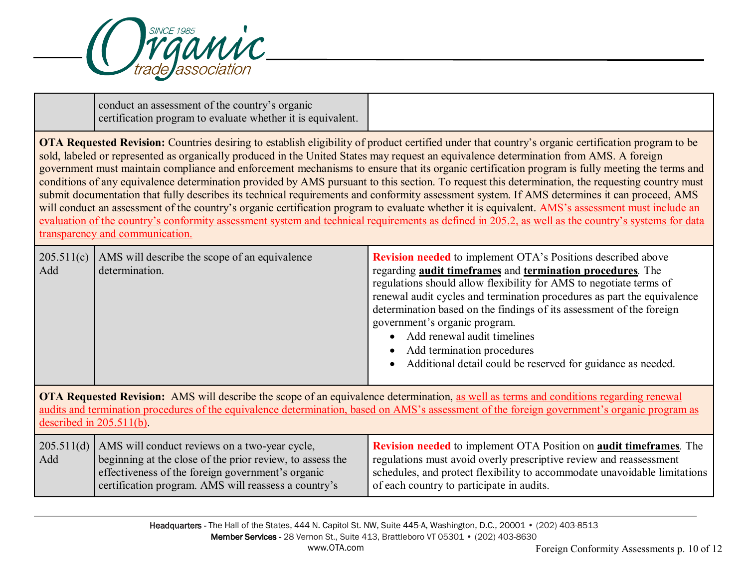| | | |
|---|---|---|
| | conduct an assessment of the country's organic certification program to evaluate whether it is equivalent. | |

**OTA Requested Revision:** Countries desiring to establish eligibility of product certified under that country's organic certification program to be sold, labeled or represented as organically produced in the United States may request an equivalence determination from AMS. A foreign government must maintain compliance and enforcement mechanisms to ensure that its organic certification program is fully meeting the terms and conditions of any equivalence determination provided by AMS pursuant to this section. To request this determination, the requesting country must submit documentation that fully describes its technical requirements and conformity assessment system. If AMS determines it can proceed, AMS will conduct an assessment of the country's organic certification program to evaluate whether it is equivalent. <u>AMS's assessment must include an evaluation of the country's conformity assessment system and technical requirements as defined in 205.2, as well as the country's systems for data transparency and communication.</u>

| | | |
|---|---|---|
| 205.511(c) Add | AMS will describe the scope of an equivalence determination. | **Revision needed** to implement OTA's Positions described above regarding **<u>audit timeframes</u>** and **<u>termination procedures</u>**. The regulations should allow flexibility for AMS to negotiate terms of renewal audit cycles and termination procedures as part the equivalence determination based on the findings of its assessment of the foreign government's organic program.<br>• Add renewal audit timelines<br>• Add termination procedures<br>• Additional detail could be reserved for guidance as needed. |

**OTA Requested Revision:** AMS will describe the scope of an equivalence determination, <u>as well as terms and conditions regarding renewal audits and termination procedures of the equivalence determination, based on AMS's assessment of the foreign government's organic program as described in 205.511(b)</u>.

| | | |
|---|---|---|
| 205.511(d) Add | AMS will conduct reviews on a two-year cycle, beginning at the close of the prior review, to assess the effectiveness of the foreign government's organic certification program. AMS will reassess a country's | **Revision needed** to implement OTA Position on **<u>audit timeframes</u>**. The regulations must avoid overly prescriptive review and reassessment schedules, and protect flexibility to accommodate unavoidable limitations of each country to participate in audits. |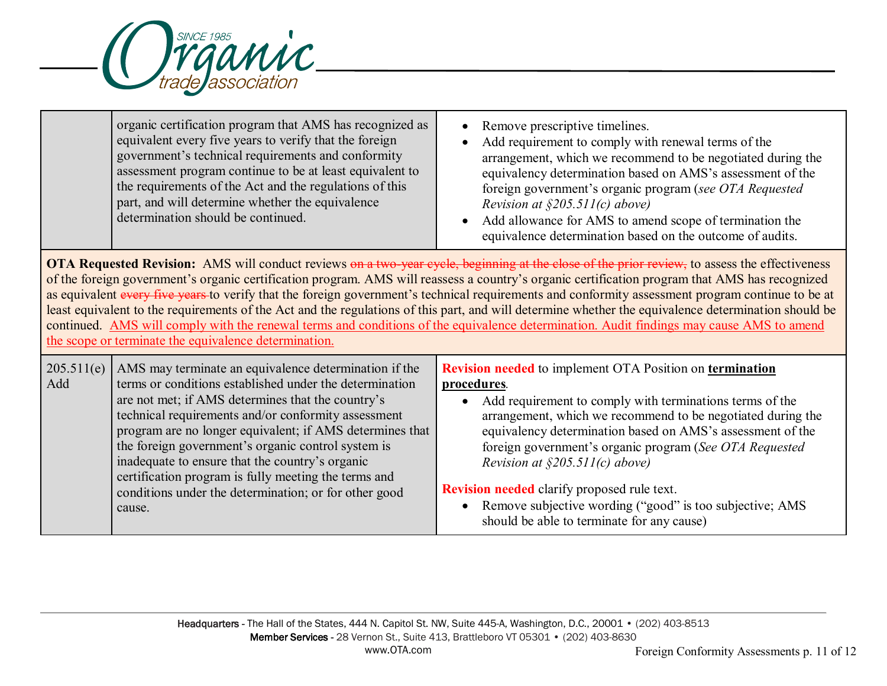| | | |
|---|---|---|
| | organic certification program that AMS has recognized as equivalent every five years to verify that the foreign government's technical requirements and conformity assessment program continue to be at least equivalent to the requirements of the Act and the regulations of this part, and will determine whether the equivalence determination should be continued. | • Remove prescriptive timelines.<br>• Add requirement to comply with renewal terms of the arrangement, which we recommend to be negotiated during the equivalency determination based on AMS's assessment of the foreign government's organic program (*see OTA Requested Revision at §205.511(c) above)*<br>• Add allowance for AMS to amend scope of termination the equivalence determination based on the outcome of audits. |
| **OTA Requested Revision:** AMS will conduct reviews ~~on a two-year cycle, beginning at the close of the prior review,~~ to assess the effectiveness of the foreign government's organic certification program. AMS will reassess a country's organic certification program that AMS has recognized as equivalent ~~every five years~~ to verify that the foreign government's technical requirements and conformity assessment program continue to be at least equivalent to the requirements of the Act and the regulations of this part, and will determine whether the equivalence determination should be continued. <u>AMS will comply with the renewal terms and conditions of the equivalence determination. Audit findings may cause AMS to amend the scope or terminate the equivalence determination.</u> | | |
| 205.511(e) Add | AMS may terminate an equivalence determination if the terms or conditions established under the determination are not met; if AMS determines that the country's technical requirements and/or conformity assessment program are no longer equivalent; if AMS determines that the foreign government's organic control system is inadequate to ensure that the country's organic certification program is fully meeting the terms and conditions under the determination; or for other good cause. | **Revision needed** to implement OTA Position on <u>**termination procedures**</u>.<br>• Add requirement to comply with terminations terms of the arrangement, which we recommend to be negotiated during the equivalency determination based on AMS's assessment of the foreign government's organic program (*See OTA Requested Revision at §205.511(c) above)*<br><br>**Revision needed** clarify proposed rule text.<br>• Remove subjective wording ("good" is too subjective; AMS should be able to terminate for any cause) |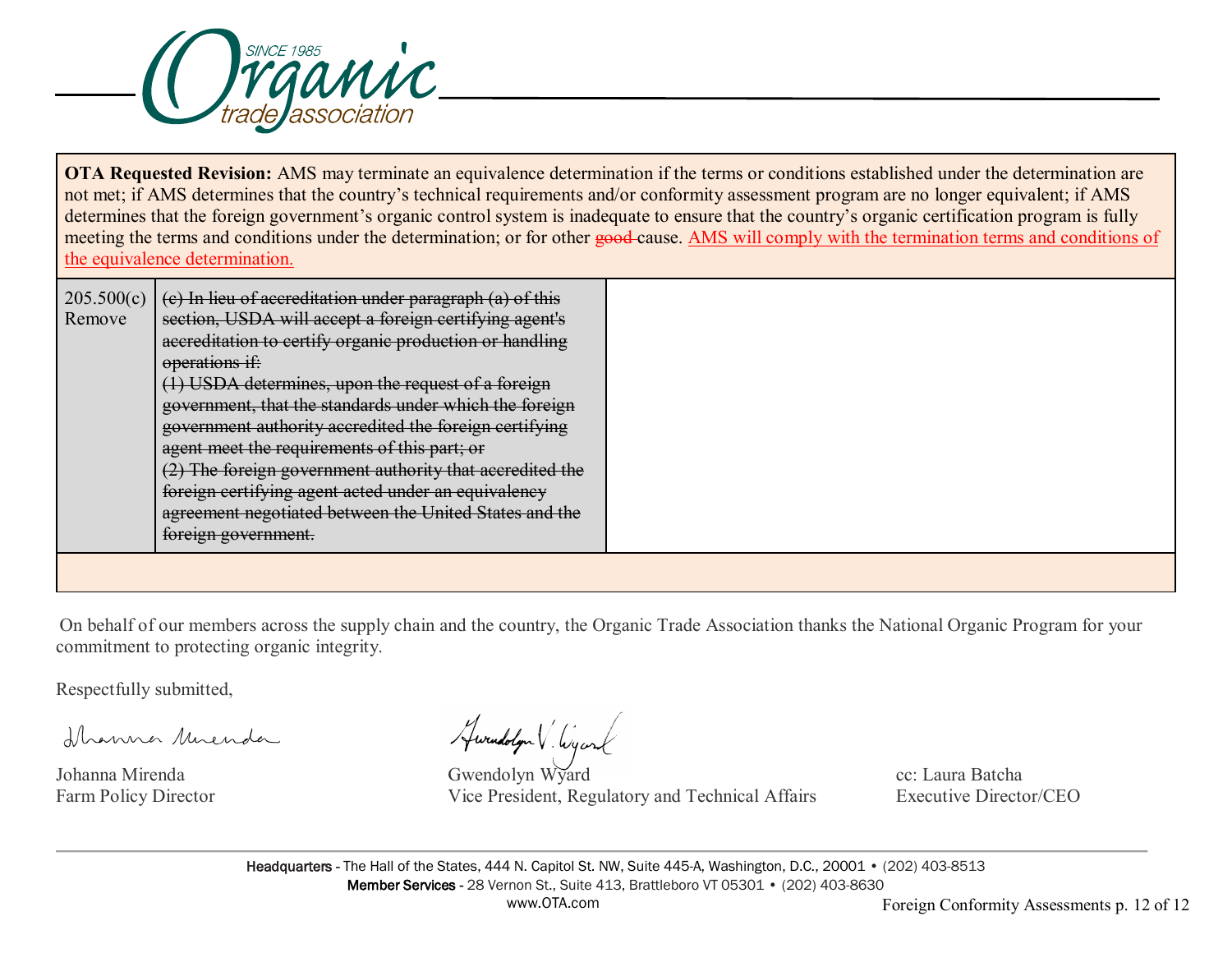**OTA Requested Revision:** AMS may terminate an equivalence determination if the terms or conditions established under the determination are not met; if AMS determines that the country's technical requirements and/or conformity assessment program are no longer equivalent; if AMS determines that the foreign government's organic control system is inadequate to ensure that the country's organic certification program is fully meeting the terms and conditions under the determination; or for other ~~good~~ cause. <u>AMS will comply with the termination terms and conditions of the equivalence determination.</u>

| | | |
|---|---|---|
| 205.500(c) Remove | ~~(c) In lieu of accreditation under paragraph (a) of this section, USDA will accept a foreign certifying agent's accreditation to certify organic production or handling operations if:~~<br>~~(1) USDA determines, upon the request of a foreign government, that the standards under which the foreign government authority accredited the foreign certifying agent meet the requirements of this part; or~~<br>~~(2) The foreign government authority that accredited the foreign certifying agent acted under an equivalency agreement negotiated between the United States and the foreign government.~~ | |

On behalf of our members across the supply chain and the country, the Organic Trade Association thanks the National Organic Program for your commitment to protecting organic integrity.

Respectfully submitted,

Johanna Mirenda
Farm Policy Director

Gwendolyn Wyard
Vice President, Regulatory and Technical Affairs

cc: Laura Batcha
Executive Director/CEO

Headquarters - The Hall of the States, 444 N. Capitol St. NW, Suite 445-A, Washington, D.C., 20001 • (202) 403-8513
Member Services - 28 Vernon St., Suite 413, Brattleboro VT 05301 • (202) 403-8630
www.OTA.com